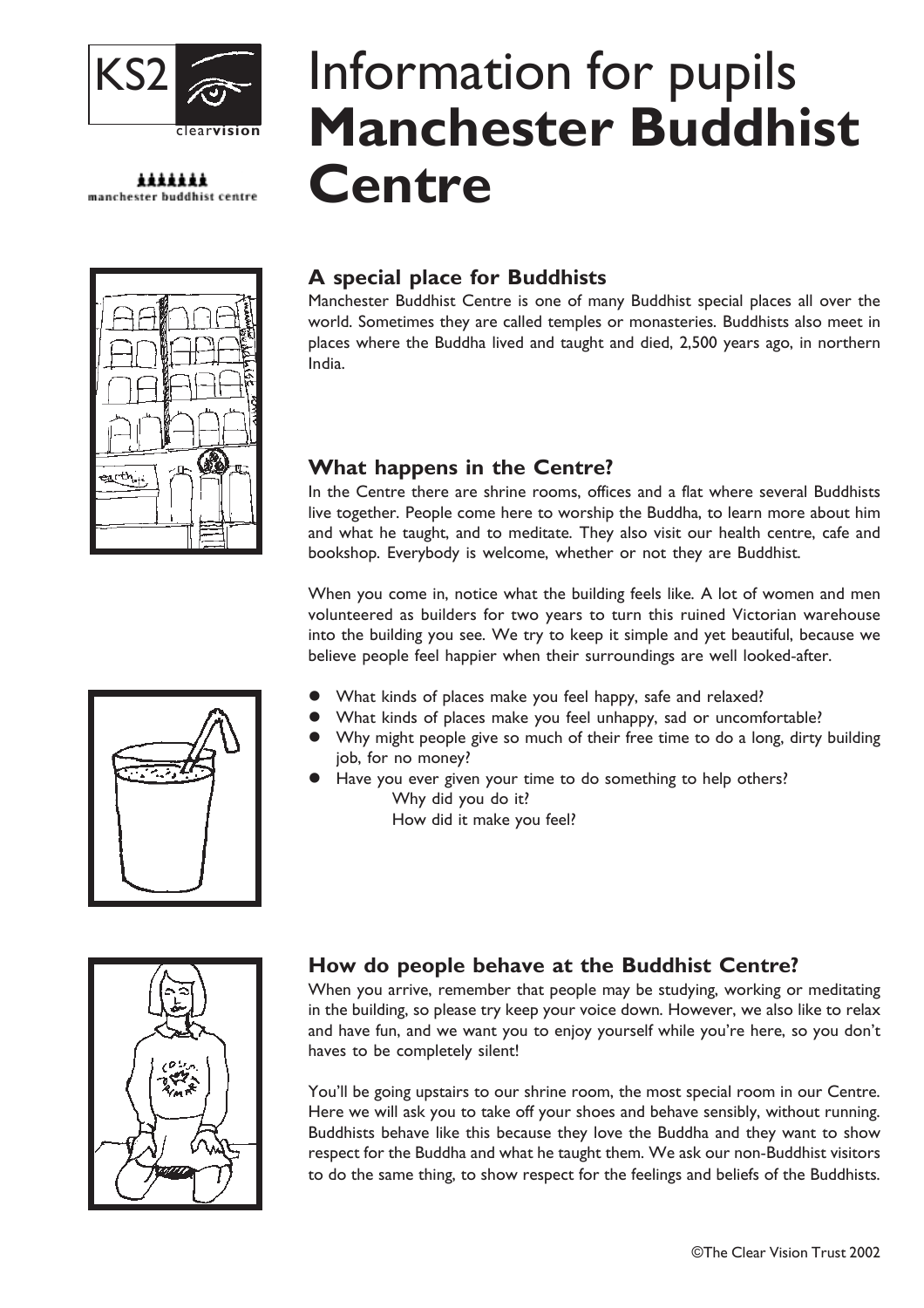KS2 clearvision

manchester buddhist centre

# Information for pupils **Manchester Buddhist Centre**

## A special place for Buddhists

Manchester Buddhist Centre is one of many Buddhist special places all over the world. Sometimes they are called temples or monasteries. Buddhists also meet in places where the Buddha lived and taught and died, 2,500 years ago, in northern India.

## What happens in the Centre?

In the Centre there are shrine rooms, offices and a flat where several Buddhists live together. People come here to worship the Buddha, to learn more about him and what he taught, and to meditate. They also visit our health centre, cafe and bookshop. Everybody is welcome, whether or not they are Buddhist.

When you come in, notice what the building feels like. A lot of women and men volunteered as builders for two years to turn this ruined Victorian warehouse into the building you see. We try to keep it simple and yet beautiful, because we believe people feel happier when their surroundings are well looked-after.

- What kinds of places make you feel happy, safe and relaxed?
- What kinds of places make you feel unhappy, sad or uncomfortable?
- Why might people give so much of their free time to do a long, dirty building job, for no money?
- Have you ever given your time to do something to help others?
  - Why did you do it?
  - How did it make you feel?

## How do people behave at the Buddhist Centre?

When you arrive, remember that people may be studying, working or meditating in the building, so please try keep your voice down. However, we also like to relax and have fun, and we want you to enjoy yourself while you're here, so you don't haves to be completely silent!

You'll be going upstairs to our shrine room, the most special room in our Centre. Here we will ask you to take off your shoes and behave sensibly, without running. Buddhists behave like this because they love the Buddha and they want to show respect for the Buddha and what he taught them. We ask our non-Buddhist visitors to do the same thing, to show respect for the feelings and beliefs of the Buddhists.

©The Clear Vision Trust 2002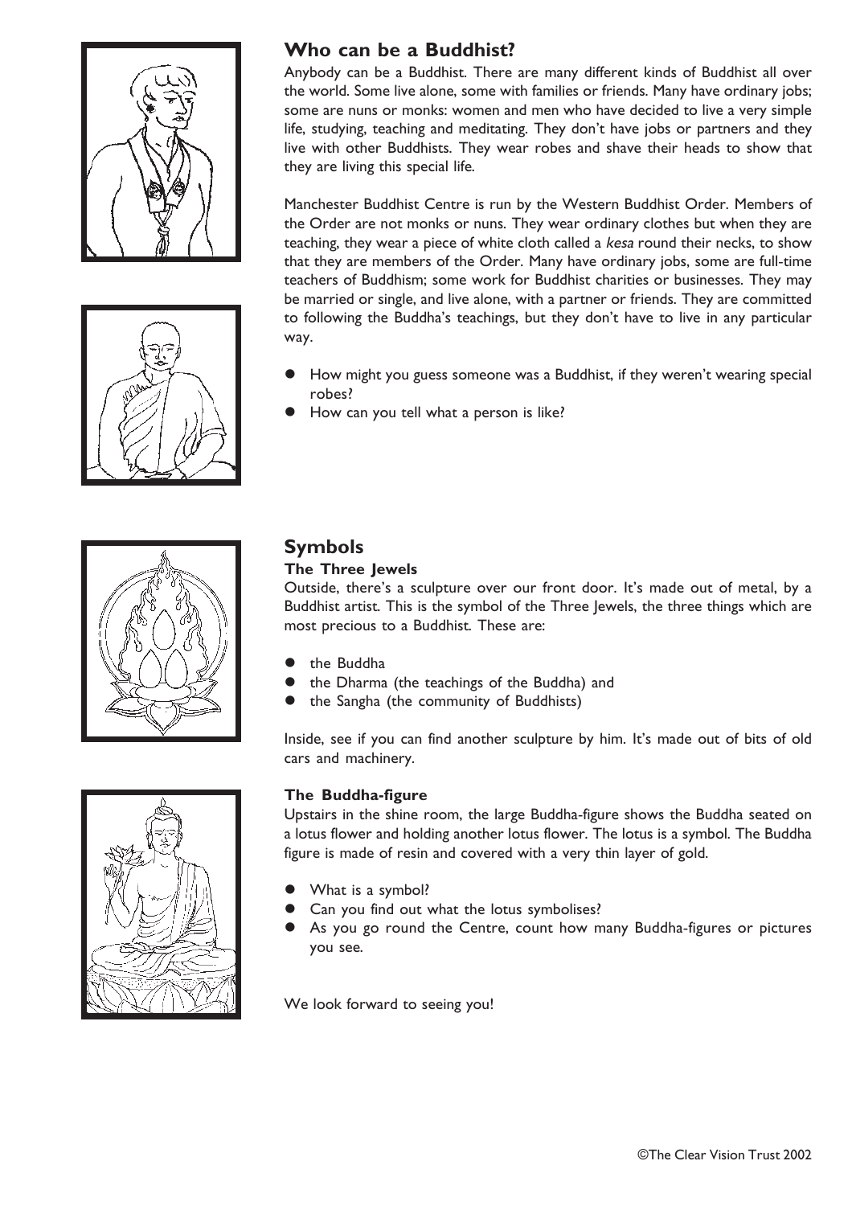## Who can be a Buddhist?

Anybody can be a Buddhist. There are many different kinds of Buddhist all over the world. Some live alone, some with families or friends. Many have ordinary jobs; some are nuns or monks: women and men who have decided to live a very simple life, studying, teaching and meditating. They don't have jobs or partners and they live with other Buddhists. They wear robes and shave their heads to show that they are living this special life.

Manchester Buddhist Centre is run by the Western Buddhist Order. Members of the Order are not monks or nuns. They wear ordinary clothes but when they are teaching, they wear a piece of white cloth called a *kesa* round their necks, to show that they are members of the Order. Many have ordinary jobs, some are full-time teachers of Buddhism; some work for Buddhist charities or businesses. They may be married or single, and live alone, with a partner or friends. They are committed to following the Buddha's teachings, but they don't have to live in any particular way.

- How might you guess someone was a Buddhist, if they weren't wearing special robes?
- How can you tell what a person is like?

## Symbols

### The Three Jewels

Outside, there's a sculpture over our front door. It's made out of metal, by a Buddhist artist. This is the symbol of the Three Jewels, the three things which are most precious to a Buddhist. These are:

- the Buddha
- the Dharma (the teachings of the Buddha) and
- the Sangha (the community of Buddhists)

Inside, see if you can find another sculpture by him. It's made out of bits of old cars and machinery.

### The Buddha-figure

Upstairs in the shine room, the large Buddha-figure shows the Buddha seated on a lotus flower and holding another lotus flower. The lotus is a symbol. The Buddha figure is made of resin and covered with a very thin layer of gold.

- What is a symbol?
- Can you find out what the lotus symbolises?
- As you go round the Centre, count how many Buddha-figures or pictures you see.

We look forward to seeing you!

©The Clear Vision Trust 2002